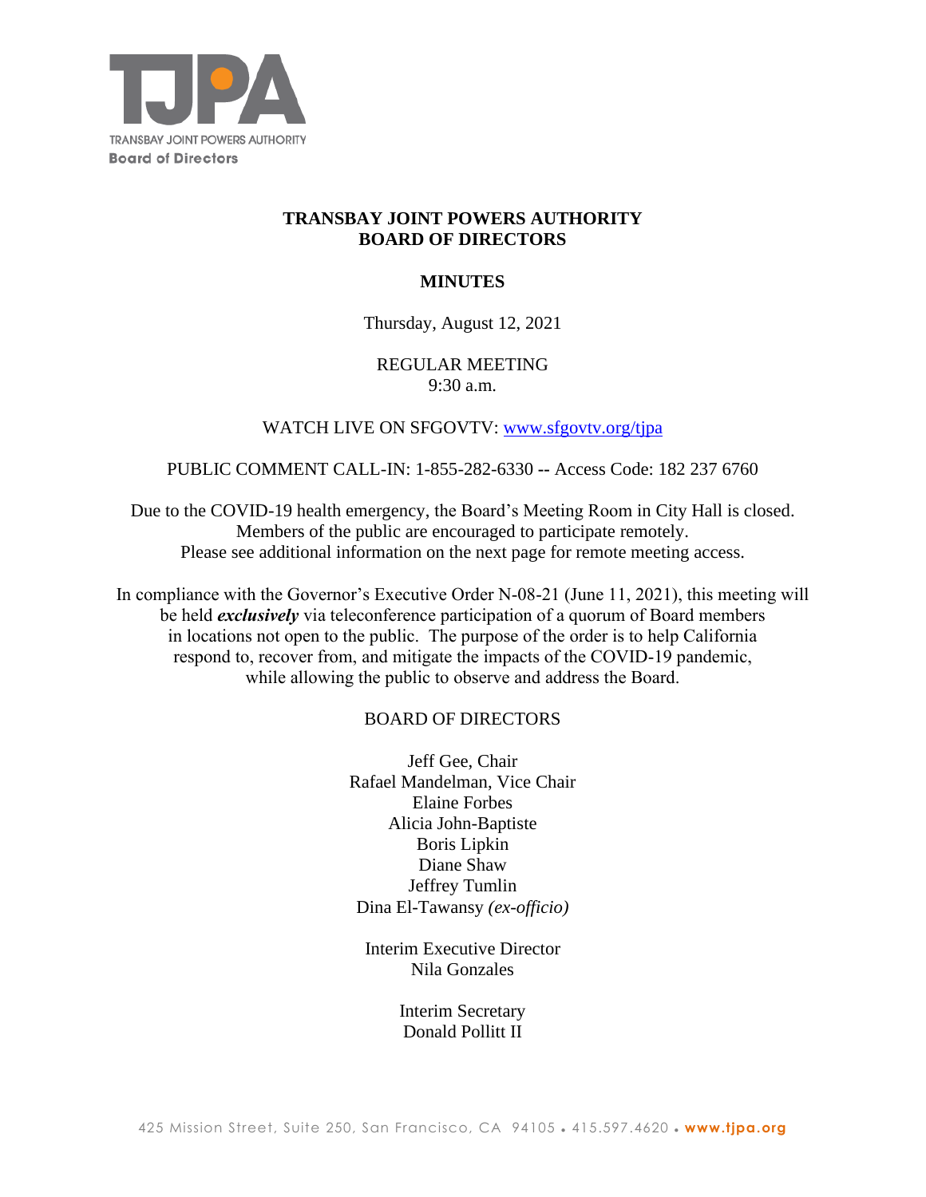TRANSBAY JOINT POWERS AUTHORITY
Board of Directors

# TRANSBAY JOINT POWERS AUTHORITY BOARD OF DIRECTORS

## MINUTES

Thursday, August 12, 2021

REGULAR MEETING
9:30 a.m.

WATCH LIVE ON SFGOVTV: www.sfgovtv.org/tjpa

PUBLIC COMMENT CALL-IN: 1-855-282-6330 -- Access Code: 182 237 6760

Due to the COVID-19 health emergency, the Board's Meeting Room in City Hall is closed. Members of the public are encouraged to participate remotely. Please see additional information on the next page for remote meeting access.

In compliance with the Governor's Executive Order N-08-21 (June 11, 2021), this meeting will be held ***exclusively*** via teleconference participation of a quorum of Board members in locations not open to the public. The purpose of the order is to help California respond to, recover from, and mitigate the impacts of the COVID-19 pandemic, while allowing the public to observe and address the Board.

BOARD OF DIRECTORS

Jeff Gee, Chair
Rafael Mandelman, Vice Chair
Elaine Forbes
Alicia John-Baptiste
Boris Lipkin
Diane Shaw
Jeffrey Tumlin
Dina El-Tawansy *(ex-officio)*

Interim Executive Director
Nila Gonzales

Interim Secretary
Donald Pollitt II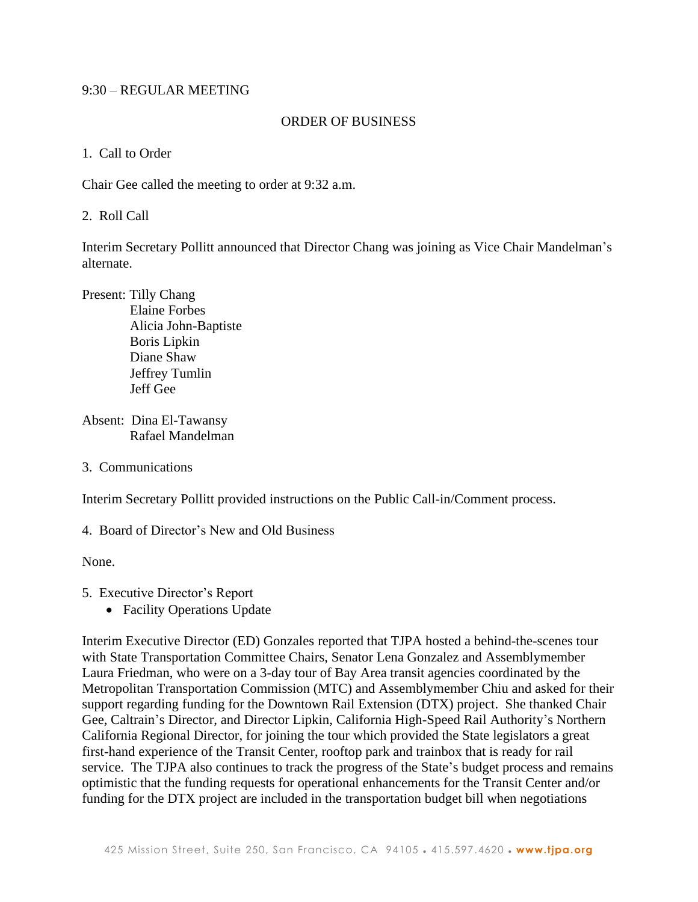9:30 – REGULAR MEETING

ORDER OF BUSINESS

1. Call to Order

Chair Gee called the meeting to order at 9:32 a.m.

2. Roll Call

Interim Secretary Pollitt announced that Director Chang was joining as Vice Chair Mandelman's alternate.

Present: Tilly Chang
Elaine Forbes
Alicia John-Baptiste
Boris Lipkin
Diane Shaw
Jeffrey Tumlin
Jeff Gee

Absent: Dina El-Tawansy
Rafael Mandelman

3. Communications

Interim Secretary Pollitt provided instructions on the Public Call-in/Comment process.

4. Board of Director's New and Old Business

None.

5. Executive Director's Report
   - Facility Operations Update

Interim Executive Director (ED) Gonzales reported that TJPA hosted a behind-the-scenes tour with State Transportation Committee Chairs, Senator Lena Gonzalez and Assemblymember Laura Friedman, who were on a 3-day tour of Bay Area transit agencies coordinated by the Metropolitan Transportation Commission (MTC) and Assemblymember Chiu and asked for their support regarding funding for the Downtown Rail Extension (DTX) project. She thanked Chair Gee, Caltrain's Director, and Director Lipkin, California High-Speed Rail Authority's Northern California Regional Director, for joining the tour which provided the State legislators a great first-hand experience of the Transit Center, rooftop park and trainbox that is ready for rail service. The TJPA also continues to track the progress of the State's budget process and remains optimistic that the funding requests for operational enhancements for the Transit Center and/or funding for the DTX project are included in the transportation budget bill when negotiations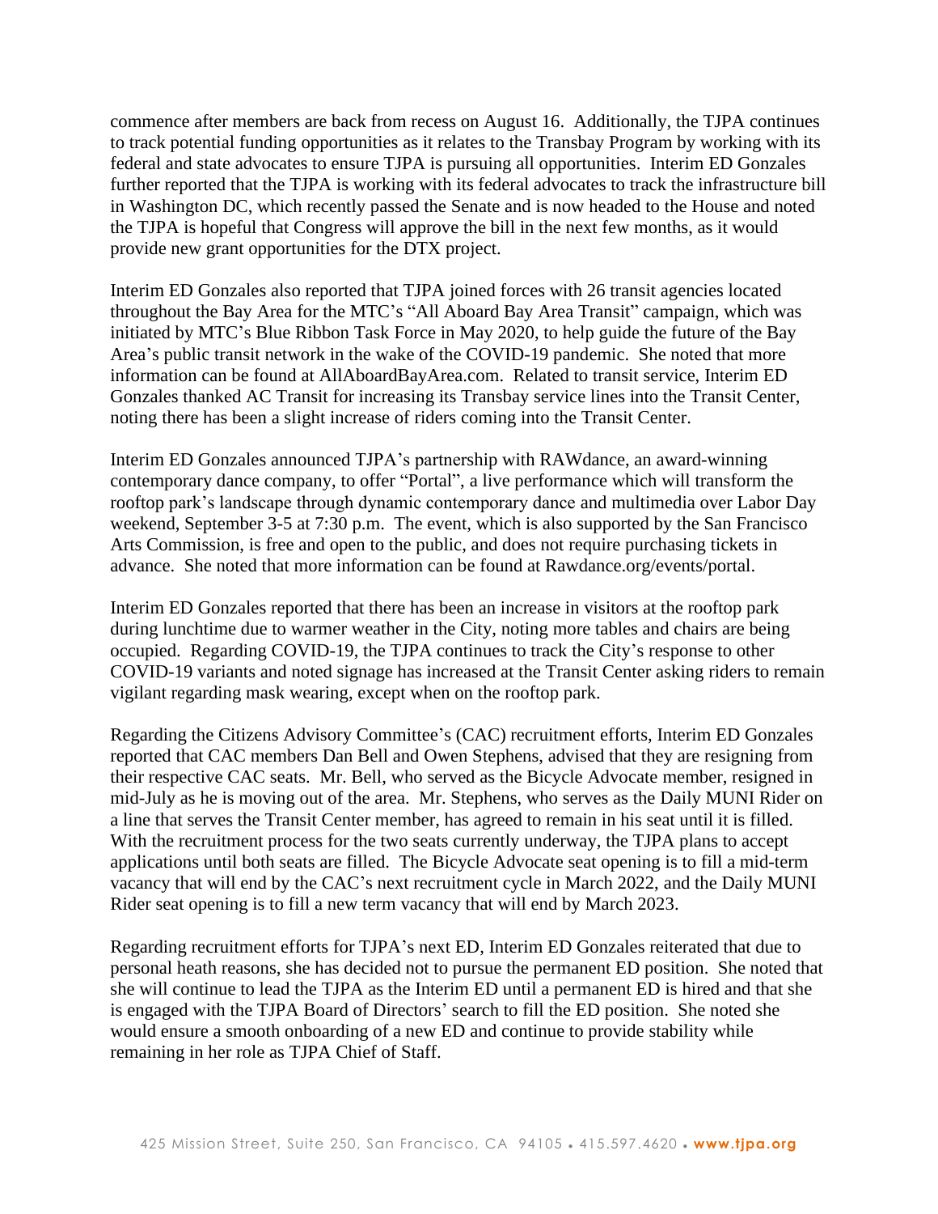commence after members are back from recess on August 16. Additionally, the TJPA continues to track potential funding opportunities as it relates to the Transbay Program by working with its federal and state advocates to ensure TJPA is pursuing all opportunities. Interim ED Gonzales further reported that the TJPA is working with its federal advocates to track the infrastructure bill in Washington DC, which recently passed the Senate and is now headed to the House and noted the TJPA is hopeful that Congress will approve the bill in the next few months, as it would provide new grant opportunities for the DTX project.

Interim ED Gonzales also reported that TJPA joined forces with 26 transit agencies located throughout the Bay Area for the MTC's "All Aboard Bay Area Transit" campaign, which was initiated by MTC's Blue Ribbon Task Force in May 2020, to help guide the future of the Bay Area's public transit network in the wake of the COVID-19 pandemic. She noted that more information can be found at AllAboardBayArea.com. Related to transit service, Interim ED Gonzales thanked AC Transit for increasing its Transbay service lines into the Transit Center, noting there has been a slight increase of riders coming into the Transit Center.

Interim ED Gonzales announced TJPA's partnership with RAWdance, an award-winning contemporary dance company, to offer "Portal", a live performance which will transform the rooftop park's landscape through dynamic contemporary dance and multimedia over Labor Day weekend, September 3-5 at 7:30 p.m. The event, which is also supported by the San Francisco Arts Commission, is free and open to the public, and does not require purchasing tickets in advance. She noted that more information can be found at Rawdance.org/events/portal.

Interim ED Gonzales reported that there has been an increase in visitors at the rooftop park during lunchtime due to warmer weather in the City, noting more tables and chairs are being occupied. Regarding COVID-19, the TJPA continues to track the City's response to other COVID-19 variants and noted signage has increased at the Transit Center asking riders to remain vigilant regarding mask wearing, except when on the rooftop park.

Regarding the Citizens Advisory Committee's (CAC) recruitment efforts, Interim ED Gonzales reported that CAC members Dan Bell and Owen Stephens, advised that they are resigning from their respective CAC seats. Mr. Bell, who served as the Bicycle Advocate member, resigned in mid-July as he is moving out of the area. Mr. Stephens, who serves as the Daily MUNI Rider on a line that serves the Transit Center member, has agreed to remain in his seat until it is filled. With the recruitment process for the two seats currently underway, the TJPA plans to accept applications until both seats are filled. The Bicycle Advocate seat opening is to fill a mid-term vacancy that will end by the CAC's next recruitment cycle in March 2022, and the Daily MUNI Rider seat opening is to fill a new term vacancy that will end by March 2023.

Regarding recruitment efforts for TJPA's next ED, Interim ED Gonzales reiterated that due to personal heath reasons, she has decided not to pursue the permanent ED position. She noted that she will continue to lead the TJPA as the Interim ED until a permanent ED is hired and that she is engaged with the TJPA Board of Directors' search to fill the ED position. She noted she would ensure a smooth onboarding of a new ED and continue to provide stability while remaining in her role as TJPA Chief of Staff.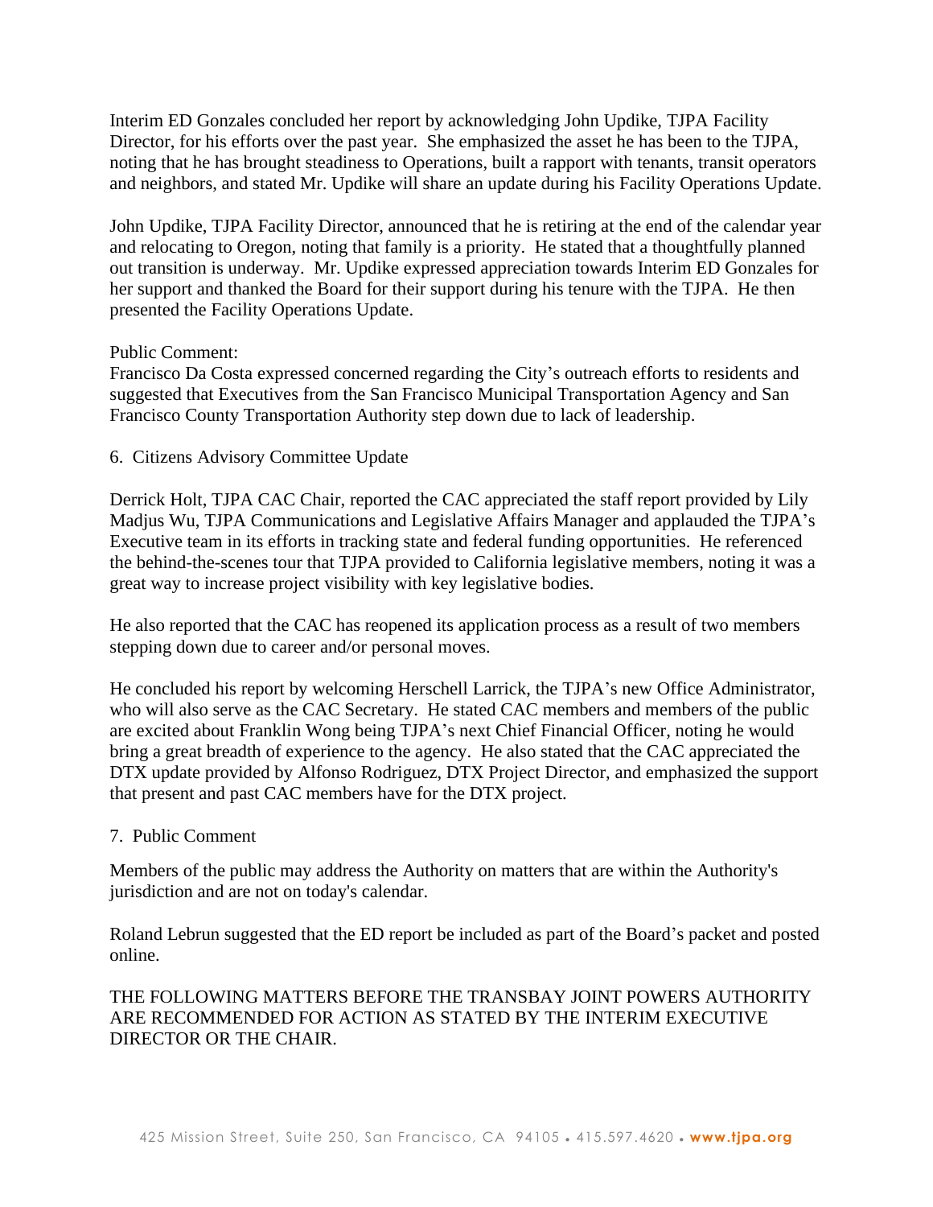Interim ED Gonzales concluded her report by acknowledging John Updike, TJPA Facility Director, for his efforts over the past year. She emphasized the asset he has been to the TJPA, noting that he has brought steadiness to Operations, built a rapport with tenants, transit operators and neighbors, and stated Mr. Updike will share an update during his Facility Operations Update.

John Updike, TJPA Facility Director, announced that he is retiring at the end of the calendar year and relocating to Oregon, noting that family is a priority. He stated that a thoughtfully planned out transition is underway. Mr. Updike expressed appreciation towards Interim ED Gonzales for her support and thanked the Board for their support during his tenure with the TJPA. He then presented the Facility Operations Update.

Public Comment:
Francisco Da Costa expressed concerned regarding the City's outreach efforts to residents and suggested that Executives from the San Francisco Municipal Transportation Agency and San Francisco County Transportation Authority step down due to lack of leadership.

6. Citizens Advisory Committee Update

Derrick Holt, TJPA CAC Chair, reported the CAC appreciated the staff report provided by Lily Madjus Wu, TJPA Communications and Legislative Affairs Manager and applauded the TJPA's Executive team in its efforts in tracking state and federal funding opportunities. He referenced the behind-the-scenes tour that TJPA provided to California legislative members, noting it was a great way to increase project visibility with key legislative bodies.

He also reported that the CAC has reopened its application process as a result of two members stepping down due to career and/or personal moves.

He concluded his report by welcoming Herschell Larrick, the TJPA's new Office Administrator, who will also serve as the CAC Secretary. He stated CAC members and members of the public are excited about Franklin Wong being TJPA's next Chief Financial Officer, noting he would bring a great breadth of experience to the agency. He also stated that the CAC appreciated the DTX update provided by Alfonso Rodriguez, DTX Project Director, and emphasized the support that present and past CAC members have for the DTX project.

7. Public Comment

Members of the public may address the Authority on matters that are within the Authority's jurisdiction and are not on today's calendar.

Roland Lebrun suggested that the ED report be included as part of the Board's packet and posted online.

THE FOLLOWING MATTERS BEFORE THE TRANSBAY JOINT POWERS AUTHORITY ARE RECOMMENDED FOR ACTION AS STATED BY THE INTERIM EXECUTIVE DIRECTOR OR THE CHAIR.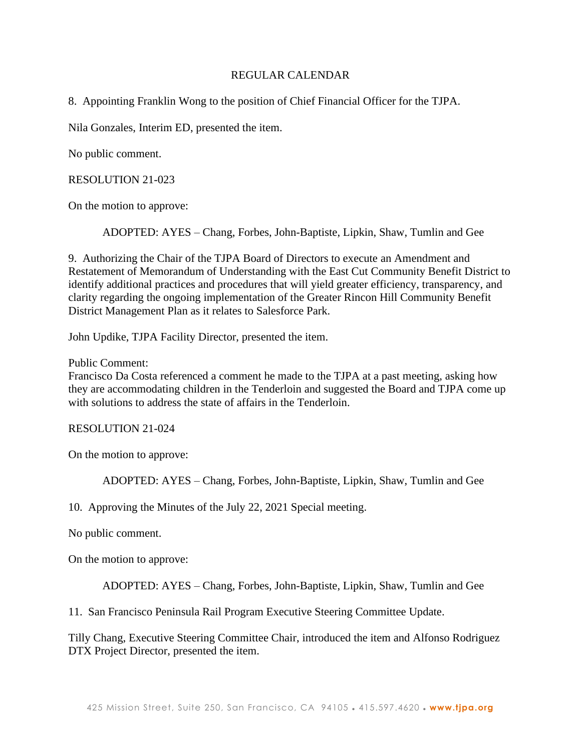REGULAR CALENDAR

8. Appointing Franklin Wong to the position of Chief Financial Officer for the TJPA.

Nila Gonzales, Interim ED, presented the item.

No public comment.

RESOLUTION 21-023

On the motion to approve:

ADOPTED: AYES – Chang, Forbes, John-Baptiste, Lipkin, Shaw, Tumlin and Gee

9. Authorizing the Chair of the TJPA Board of Directors to execute an Amendment and Restatement of Memorandum of Understanding with the East Cut Community Benefit District to identify additional practices and procedures that will yield greater efficiency, transparency, and clarity regarding the ongoing implementation of the Greater Rincon Hill Community Benefit District Management Plan as it relates to Salesforce Park.

John Updike, TJPA Facility Director, presented the item.

Public Comment:
Francisco Da Costa referenced a comment he made to the TJPA at a past meeting, asking how they are accommodating children in the Tenderloin and suggested the Board and TJPA come up with solutions to address the state of affairs in the Tenderloin.

RESOLUTION 21-024

On the motion to approve:

ADOPTED: AYES – Chang, Forbes, John-Baptiste, Lipkin, Shaw, Tumlin and Gee

10. Approving the Minutes of the July 22, 2021 Special meeting.

No public comment.

On the motion to approve:

ADOPTED: AYES – Chang, Forbes, John-Baptiste, Lipkin, Shaw, Tumlin and Gee

11. San Francisco Peninsula Rail Program Executive Steering Committee Update.

Tilly Chang, Executive Steering Committee Chair, introduced the item and Alfonso Rodriguez DTX Project Director, presented the item.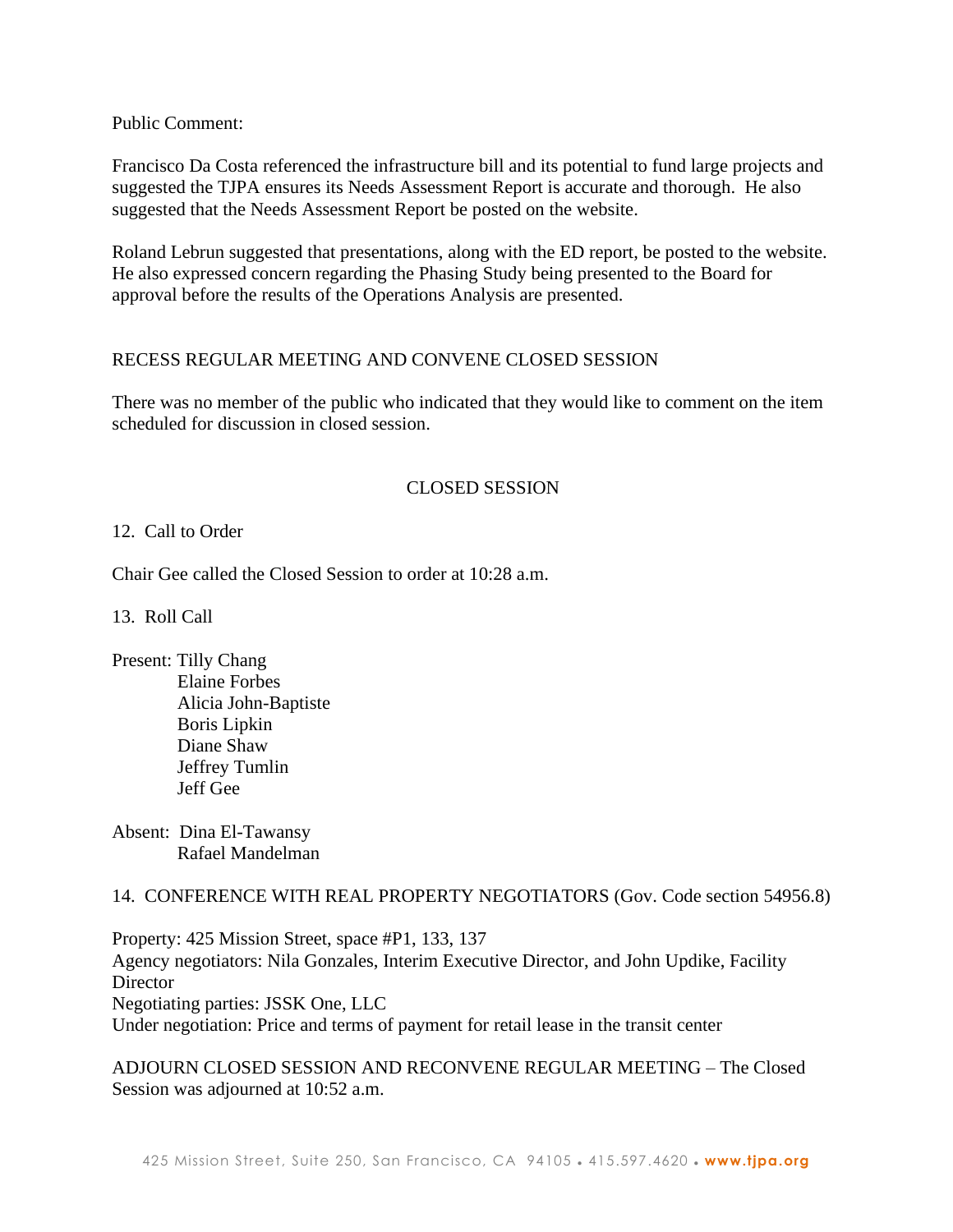Public Comment:

Francisco Da Costa referenced the infrastructure bill and its potential to fund large projects and suggested the TJPA ensures its Needs Assessment Report is accurate and thorough. He also suggested that the Needs Assessment Report be posted on the website.

Roland Lebrun suggested that presentations, along with the ED report, be posted to the website. He also expressed concern regarding the Phasing Study being presented to the Board for approval before the results of the Operations Analysis are presented.

RECESS REGULAR MEETING AND CONVENE CLOSED SESSION

There was no member of the public who indicated that they would like to comment on the item scheduled for discussion in closed session.

## CLOSED SESSION

12. Call to Order

Chair Gee called the Closed Session to order at 10:28 a.m.

13. Roll Call

Present: Tilly Chang
Elaine Forbes
Alicia John-Baptiste
Boris Lipkin
Diane Shaw
Jeffrey Tumlin
Jeff Gee

Absent: Dina El-Tawansy
Rafael Mandelman

14. CONFERENCE WITH REAL PROPERTY NEGOTIATORS (Gov. Code section 54956.8)

Property: 425 Mission Street, space #P1, 133, 137
Agency negotiators: Nila Gonzales, Interim Executive Director, and John Updike, Facility Director
Negotiating parties: JSSK One, LLC
Under negotiation: Price and terms of payment for retail lease in the transit center

ADJOURN CLOSED SESSION AND RECONVENE REGULAR MEETING – The Closed Session was adjourned at 10:52 a.m.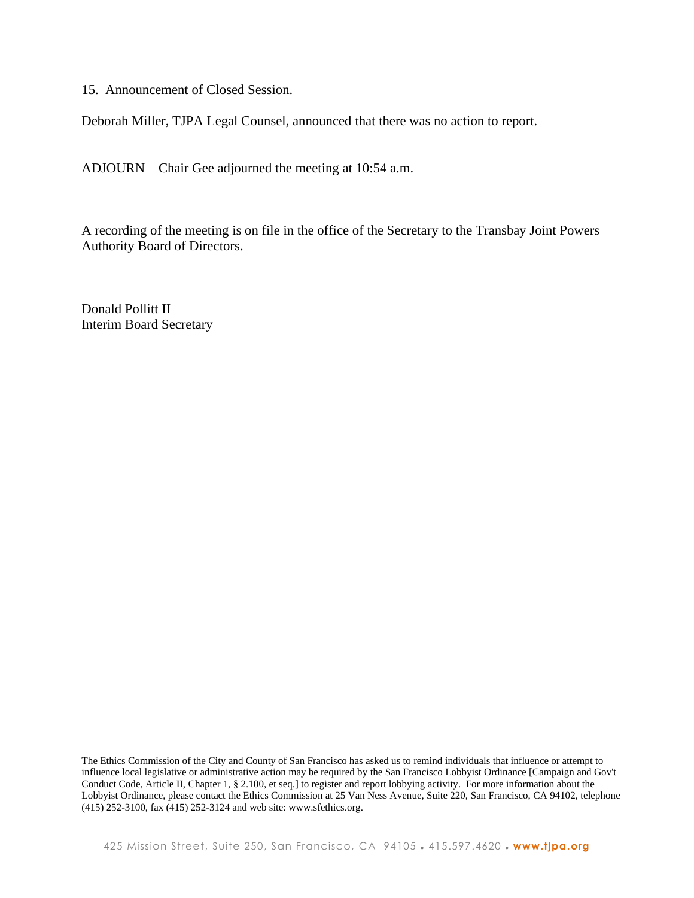15. Announcement of Closed Session.

Deborah Miller, TJPA Legal Counsel, announced that there was no action to report.

ADJOURN – Chair Gee adjourned the meeting at 10:54 a.m.

A recording of the meeting is on file in the office of the Secretary to the Transbay Joint Powers Authority Board of Directors.

Donald Pollitt II
Interim Board Secretary

The Ethics Commission of the City and County of San Francisco has asked us to remind individuals that influence or attempt to influence local legislative or administrative action may be required by the San Francisco Lobbyist Ordinance [Campaign and Gov't Conduct Code, Article II, Chapter 1, § 2.100, et seq.] to register and report lobbying activity. For more information about the Lobbyist Ordinance, please contact the Ethics Commission at 25 Van Ness Avenue, Suite 220, San Francisco, CA 94102, telephone (415) 252-3100, fax (415) 252-3124 and web site: www.sfethics.org.